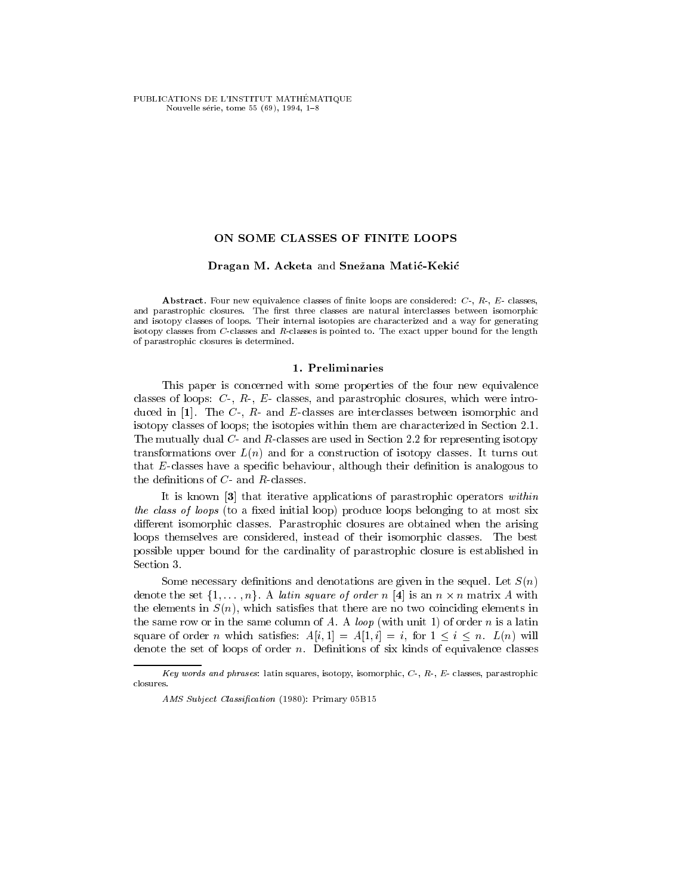# ON SOME CLASSES OF FINITE LOOPS

**Dragan M. Acketa** and **Snežana Matić-Kekić**

**Abstract.** Four new equivalence classes of finite loops are considered: $C$-, $R$-, $E$- classes, and parastrophic closures. The first three classes are natural interclasses between isomorphic and isotopy classes of loops. Their internal isotopies are characterized and a way for generating isotopy classes from $C$-classes and $R$-classes is pointed to. The exact upper bound for the length of parastrophic closures is determined.

## 1. Preliminaries

This paper is concerned with some properties of the four new equivalence classes of loops: $C$-, $R$-, $E$- classes, and parastrophic closures, which were introduced in [**1**]. The $C$-, $R$- and $E$-classes are interclasses between isomorphic and isotopy classes of loops; the isotopies within them are characterized in Section 2.1. The mutually dual $C$- and $R$-classes are used in Section 2.2 for representing isotopy transformations over $L(n)$ and for a construction of isotopy classes. It turns out that $E$-classes have a specific behaviour, although their definition is analogous to the definitions of $C$- and $R$-classes.

It is known [**3**] that iterative applications of parastrophic operators *within the class of loops* (to a fixed initial loop) produce loops belonging to at most six different isomorphic classes. Parastrophic closures are obtained when the arising loops themselves are considered, instead of their isomorphic classes. The best possible upper bound for the cardinality of parastrophic closure is established in Section 3.

Some necessary definitions and denotations are given in the sequel. Let $S(n)$ denote the set $\{1, \dots, n\}$. A *latin square of order $n$* [**4**] is an $n \times n$ matrix $A$ with the elements in $S(n)$, which satisfies that there are no two coinciding elements in the same row or in the same column of $A$. A *loop* (with unit 1) of order $n$ is a latin square of order $n$ which satisfies: $A[i, 1] = A[1, i] = i$, for $1 \leq i \leq n$. $L(n)$ will denote the set of loops of order $n$. Definitions of six kinds of equivalence classes

---

*Key words and phrases*: latin squares, isotopy, isomorphic, $C$-, $R$-, $E$- classes, parastrophic closures.

*AMS Subject Classification* (1980): Primary 05B15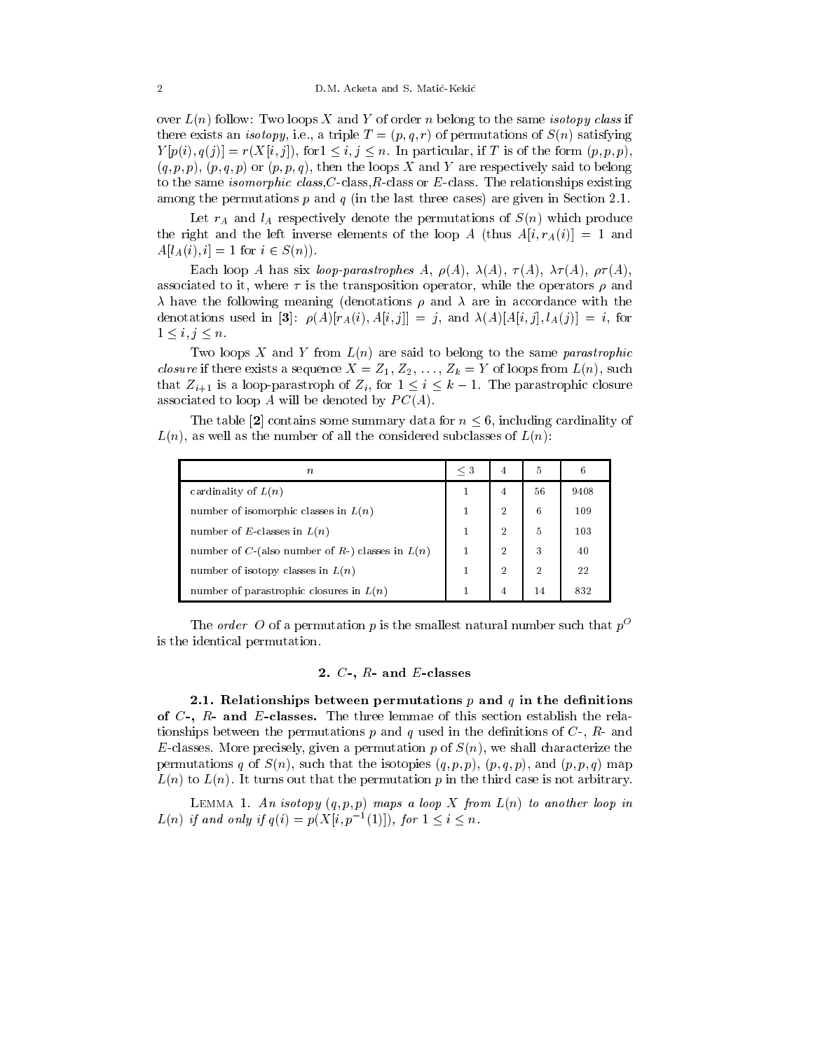over $L(n)$ follow: Two loops $X$ and $Y$ of order $n$ belong to the same *isotopy class* if there exists an *isotopy*, i.e., a triple $T = (p, q, r)$ of permutations of $S(n)$ satisfying $Y[p(i), q(j)] = r(X[i, j])$, for $1 \le i, j \le n$. In particular, if $T$ is of the form $(p, p, p)$, $(q, p, p)$, $(p, q, p)$ or $(p, p, q)$, then the loops $X$ and $Y$ are respectively said to belong to the same *isomorphic class*, *C*-class, *R*-class or *E*-class. The relationships existing among the permutations $p$ and $q$ (in the last three cases) are given in Section 2.1.

Let $r_A$ and $l_A$ respectively denote the permutations of $S(n)$ which produce the right and the left inverse elements of the loop $A$ (thus $A[i, r_A(i)] = 1$ and $A[l_A(i), i] = 1$ for $i \in S(n)$).

Each loop $A$ has six *loop-parastrophes* $A$, $\rho(A)$, $\lambda(A)$, $\tau(A)$, $\lambda\tau(A)$, $\rho\tau(A)$, associated to it, where $\tau$ is the transposition operator, while the operators $\rho$ and $\lambda$ have the following meaning (denotations $\rho$ and $\lambda$ are in accordance with the denotations used in **[3]**: $\rho(A)[r_A(i), A[i, j]] = j$, and $\lambda(A)[A[i, j], l_A(j)] = i$, for $1 \le i, j \le n$.

Two loops $X$ and $Y$ from $L(n)$ are said to belong to the same *parastrophic closure* if there exists a sequence $X = Z_1, Z_2, \ldots, Z_k = Y$ of loops from $L(n)$, such that $Z_{i+1}$ is a loop-parastroph of $Z_i$, for $1 \le i \le k - 1$. The parastrophic closure associated to loop $A$ will be denoted by $PC(A)$.

The table **[2]** contains some summary data for $n \le 6$, including cardinality of $L(n)$, as well as the number of all the considered subclasses of $L(n)$:

| $n$ | $\le 3$ | 4 | 5 | 6 |
|---|---|---|---|---|
| cardinality of $L(n)$ | 1 | 4 | 56 | 9408 |
| number of isomorphic classes in $L(n)$ | 1 | 2 | 6 | 109 |
| number of $E$-classes in $L(n)$ | 1 | 2 | 5 | 103 |
| number of $C$-(also number of $R$-) classes in $L(n)$ | 1 | 2 | 3 | 40 |
| number of isotopy classes in $L(n)$ | 1 | 2 | 2 | 22 |
| number of parastrophic closures in $L(n)$ | 1 | 4 | 14 | 832 |

The *order* $O$ of a permutation $p$ is the smallest natural number such that $p^O$ is the identical permutation.

## 2. *C*-, *R*- and *E*-classes

**2.1. Relationships between permutations $p$ and $q$ in the definitions of *C*-, *R*- and *E*-classes.** The three lemmae of this section establish the relationships between the permutations $p$ and $q$ used in the definitions of *C*-, *R*- and *E*-classes. More precisely, given a permutation $p$ of $S(n)$, we shall characterize the permutations $q$ of $S(n)$, such that the isotopies $(q, p, p)$, $(p, q, p)$, and $(p, p, q)$ map $L(n)$ to $L(n)$. It turns out that the permutation $p$ in the third case is not arbitrary.

LEMMA 1. *An isotopy $(q, p, p)$ maps a loop $X$ from $L(n)$ to another loop in $L(n)$ if and only if $q(i) = p(X[i, p^{-1}(1)])$, for $1 \le i \le n$.*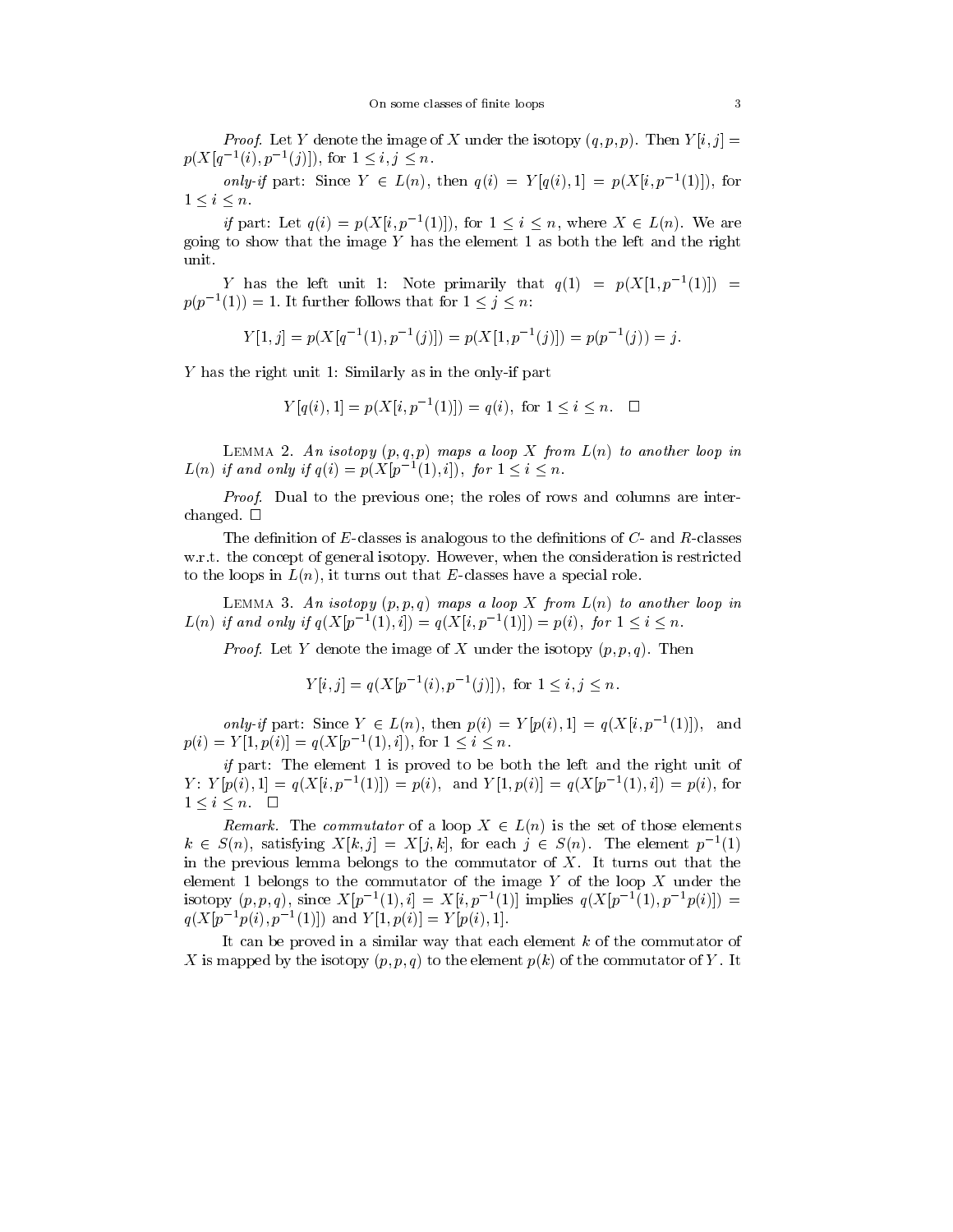*Proof*. Let $Y$ denote the image of $X$ under the isotopy $(q,p,p)$. Then $Y[i,j] = p(X[q^{-1}(i), p^{-1}(j)])$, for $1 \leq i,j \leq n$.

*only-if* part: Since $Y \in L(n)$, then $q(i) = Y[q(i),1] = p(X[i,p^{-1}(1)])$, for $1 \leq i \leq n$.

*if* part: Let $q(i) = p(X[i,p^{-1}(1)])$, for $1 \leq i \leq n$, where $X \in L(n)$. We are going to show that the image $Y$ has the element 1 as both the left and the right unit.

$Y$ has the left unit 1: Note primarily that $q(1) = p(X[1,p^{-1}(1)]) = p(p^{-1}(1)) = 1$. It further follows that for $1 \leq j \leq n$:

$$Y[1,j] = p(X[q^{-1}(1), p^{-1}(j)]) = p(X[1,p^{-1}(j)]) = p(p^{-1}(j)) = j.$$

$Y$ has the right unit 1: Similarly as in the only-if part

$$Y[q(i),1] = p(X[i,p^{-1}(1)]) = q(i), \text{ for } 1 \leq i \leq n. \quad \square$$

Lemma 2. *An isotopy $(p,q,p)$ maps a loop $X$ from $L(n)$ to another loop in $L(n)$ if and only if $q(i) = p(X[p^{-1}(1),i])$, for $1 \leq i \leq n$.*

*Proof*. Dual to the previous one; the roles of rows and columns are interchanged. $\square$

The definition of $E$-classes is analogous to the definitions of $C$- and $R$-classes w.r.t. the concept of general isotopy. However, when the consideration is restricted to the loops in $L(n)$, it turns out that $E$-classes have a special role.

Lemma 3. *An isotopy $(p,p,q)$ maps a loop $X$ from $L(n)$ to another loop in $L(n)$ if and only if $q(X[p^{-1}(1),i]) = q(X[i,p^{-1}(1)]) = p(i)$, for $1 \leq i \leq n$.*

*Proof*. Let $Y$ denote the image of $X$ under the isotopy $(p,p,q)$. Then

$$Y[i,j] = q(X[p^{-1}(i), p^{-1}(j)]), \text{ for } 1 \leq i,j \leq n.$$

*only-if* part: Since $Y \in L(n)$, then $p(i) = Y[p(i),1] = q(X[i,p^{-1}(1)])$, and $p(i) = Y[1,p(i)] = q(X[p^{-1}(1),i])$, for $1 \leq i \leq n$.

*if* part: The element 1 is proved to be both the left and the right unit of $Y$: $Y[p(i),1] = q(X[i,p^{-1}(1)]) = p(i)$, and $Y[1,p(i)] = q(X[p^{-1}(1),i]) = p(i)$, for $1 \leq i \leq n$. $\square$

*Remark*. The *commutator* of a loop $X \in L(n)$ is the set of those elements $k \in S(n)$, satisfying $X[k,j] = X[j,k]$, for each $j \in S(n)$. The element $p^{-1}(1)$ in the previous lemma belongs to the commutator of $X$. It turns out that the element 1 belongs to the commutator of the image $Y$ of the loop $X$ under the isotopy $(p,p,q)$, since $X[p^{-1}(1),i] = X[i,p^{-1}(1)]$ implies $q(X[p^{-1}(1),p^{-1}p(i)]) = q(X[p^{-1}p(i),p^{-1}(1)])$ and $Y[1,p(i)] = Y[p(i),1]$.

It can be proved in a similar way that each element $k$ of the commutator of $X$ is mapped by the isotopy $(p,p,q)$ to the element $p(k)$ of the commutator of $Y$. It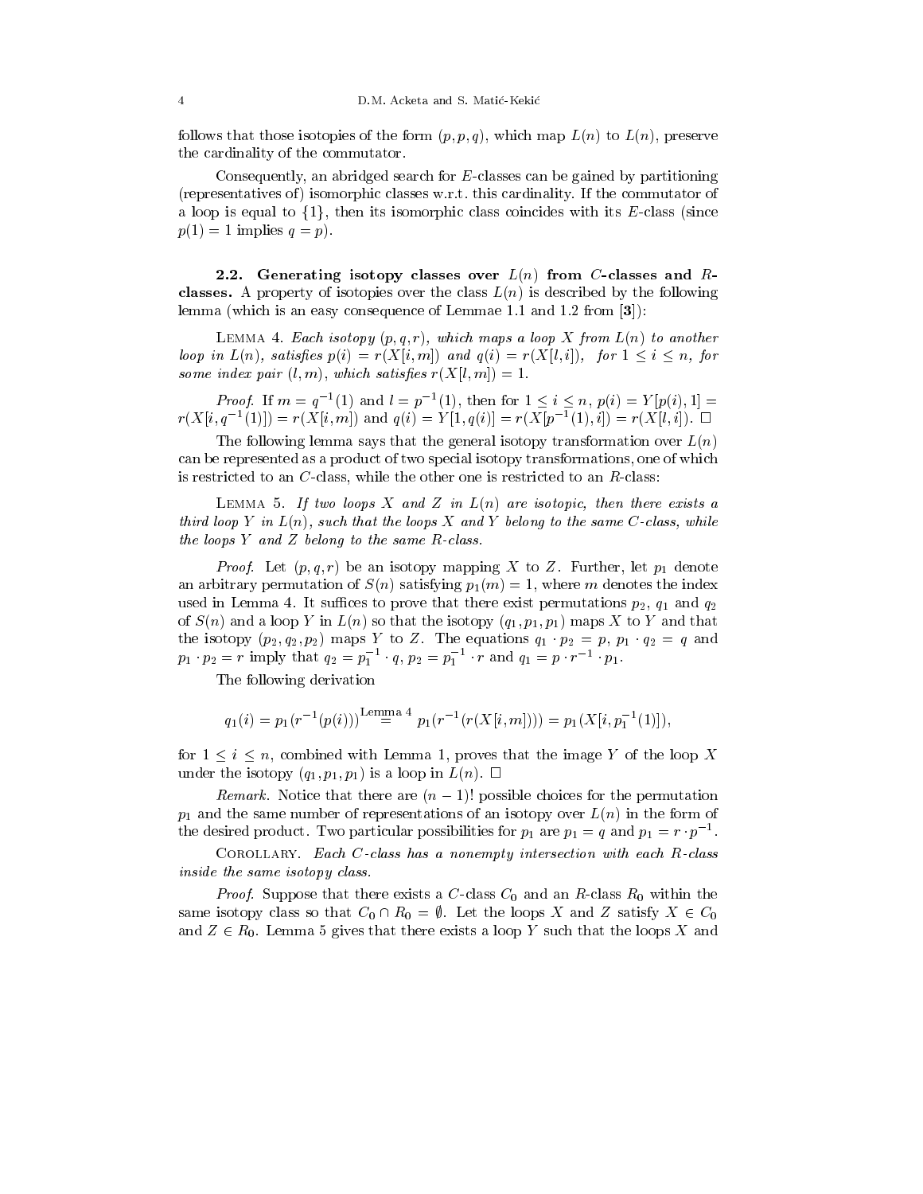follows that those isotopies of the form $(p, p, q)$, which map $L(n)$ to $L(n)$, preserve the cardinality of the commutator.

Consequently, an abridged search for $E$-classes can be gained by partitioning (representatives of) isomorphic classes w.r.t. this cardinality. If the commutator of a loop is equal to $\{1\}$, then its isomorphic class coincides with its $E$-class (since $p(1) = 1$ implies $q = p$).

### 2.2. Generating isotopy classes over $L(n)$ from $C$-classes and $R$-classes.

A property of isotopies over the class $L(n)$ is described by the following lemma (which is an easy consequence of Lemmae 1.1 and 1.2 from [**3**]):

Lemma 4. *Each isotopy $(p, q, r)$, which maps a loop $X$ from $L(n)$ to another loop in $L(n)$, satisfies $p(i) = r(X[i, m])$ and $q(i) = r(X[l, i])$, for $1 \le i \le n$, for some index pair $(l, m)$, which satisfies $r(X[l, m]) = 1$.*

*Proof.* If $m = q^{-1}(1)$ and $l = p^{-1}(1)$, then for $1 \le i \le n$, $p(i) = Y[p(i), 1] = r(X[i, q^{-1}(1)]) = r(X[i, m])$ and $q(i) = Y[1, q(i)] = r(X[p^{-1}(1), i]) = r(X[l, i])$. $\square$

The following lemma says that the general isotopy transformation over $L(n)$ can be represented as a product of two special isotopy transformations, one of which is restricted to an $C$-class, while the other one is restricted to an $R$-class:

Lemma 5. *If two loops $X$ and $Z$ in $L(n)$ are isotopic, then there exists a third loop $Y$ in $L(n)$, such that the loops $X$ and $Y$ belong to the same $C$-class, while the loops $Y$ and $Z$ belong to the same $R$-class.*

*Proof.* Let $(p, q, r)$ be an isotopy mapping $X$ to $Z$. Further, let $p_1$ denote an arbitrary permutation of $S(n)$ satisfying $p_1(m) = 1$, where $m$ denotes the index used in Lemma 4. It suffices to prove that there exist permutations $p_2$, $q_1$ and $q_2$ of $S(n)$ and a loop $Y$ in $L(n)$ so that the isotopy $(q_1, p_1, p_1)$ maps $X$ to $Y$ and that the isotopy $(p_2, q_2, p_2)$ maps $Y$ to $Z$. The equations $q_1 \cdot p_2 = p$, $p_1 \cdot q_2 = q$ and $p_1 \cdot p_2 = r$ imply that $q_2 = p_1^{-1} \cdot q$, $p_2 = p_1^{-1} \cdot r$ and $q_1 = p \cdot r^{-1} \cdot p_1$.

The following derivation

$$q_1(i) = p_1(r^{-1}(p(i))) \stackrel{\text{Lemma 4}}{=} p_1(r^{-1}(r(X[i, m]))) = p_1(X[i, p_1^{-1}(1)]),$$

for $1 \le i \le n$, combined with Lemma 1, proves that the image $Y$ of the loop $X$ under the isotopy $(q_1, p_1, p_1)$ is a loop in $L(n)$. $\square$

*Remark.* Notice that there are $(n-1)!$ possible choices for the permutation $p_1$ and the same number of representations of an isotopy over $L(n)$ in the form of the desired product. Two particular possibilities for $p_1$ are $p_1 = q$ and $p_1 = r \cdot p^{-1}$.

Corollary. *Each $C$-class has a nonempty intersection with each $R$-class inside the same isotopy class.*

*Proof.* Suppose that there exists a $C$-class $C_0$ and an $R$-class $R_0$ within the same isotopy class so that $C_0 \cap R_0 = \emptyset$. Let the loops $X$ and $Z$ satisfy $X \in C_0$ and $Z \in R_0$. Lemma 5 gives that there exists a loop $Y$ such that the loops $X$ and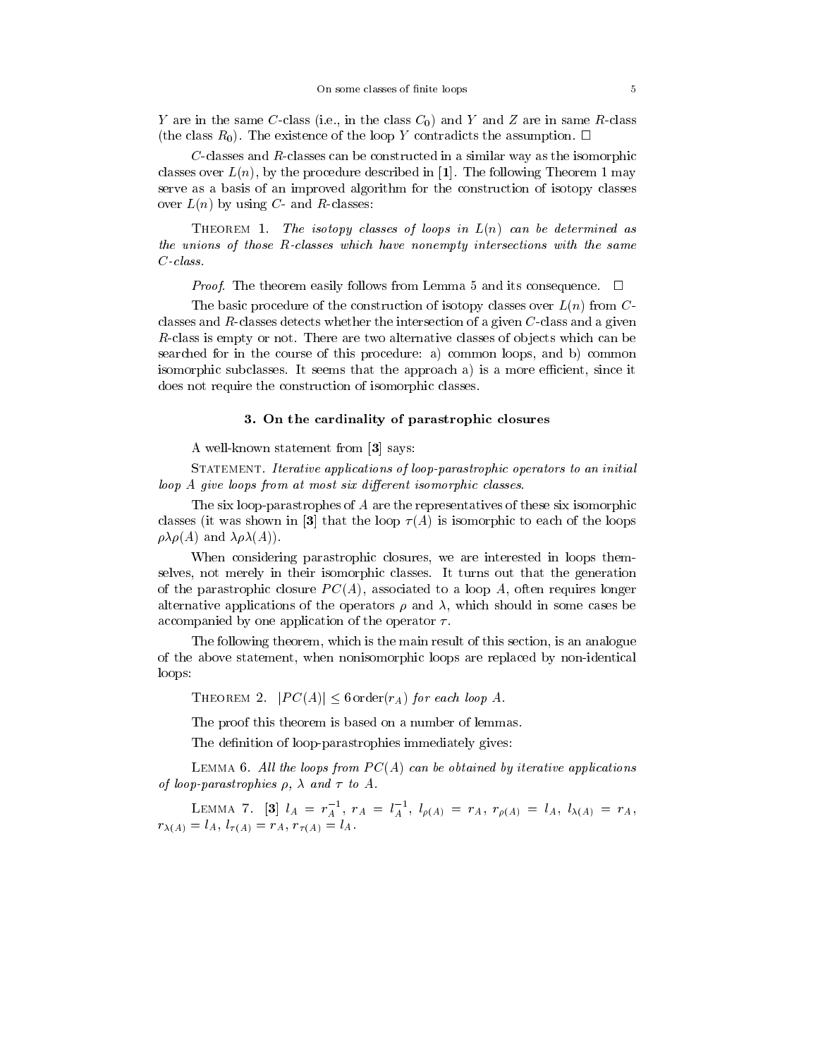$Y$ are in the same $C$-class (i.e., in the class $C_0$) and $Y$ and $Z$ are in same $R$-class (the class $R_0$). The existence of the loop $Y$ contradicts the assumption. □

$C$-classes and $R$-classes can be constructed in a similar way as the isomorphic classes over $L(n)$, by the procedure described in [**1**]. The following Theorem 1 may serve as a basis of an improved algorithm for the construction of isotopy classes over $L(n)$ by using $C$- and $R$-classes:

Theorem 1. *The isotopy classes of loops in $L(n)$ can be determined as the unions of those $R$-classes which have nonempty intersections with the same $C$-class.*

*Proof*. The theorem easily follows from Lemma 5 and its consequence. □

The basic procedure of the construction of isotopy classes over $L(n)$ from $C$-classes and $R$-classes detects whether the intersection of a given $C$-class and a given $R$-class is empty or not. There are two alternative classes of objects which can be searched for in the course of this procedure: a) common loops, and b) common isomorphic subclasses. It seems that the approach a) is a more efficient, since it does not require the construction of isomorphic classes.

## 3. On the cardinality of parastrophic closures

A well-known statement from [**3**] says:

Statement. *Iterative applications of loop-parastrophic operators to an initial loop $A$ give loops from at most six different isomorphic classes.*

The six loop-parastrophes of $A$ are the representatives of these six isomorphic classes (it was shown in [**3**] that the loop $\tau(A)$ is isomorphic to each of the loops $\rho\lambda\rho(A)$ and $\lambda\rho\lambda(A)$).

When considering parastrophic closures, we are interested in loops themselves, not merely in their isomorphic classes. It turns out that the generation of the parastrophic closure $PC(A)$, associated to a loop $A$, often requires longer alternative applications of the operators $\rho$ and $\lambda$, which should in some cases be accompanied by one application of the operator $\tau$.

The following theorem, which is the main result of this section, is an analogue of the above statement, when nonisomorphic loops are replaced by non-identical loops:

Theorem 2. *$|PC(A)| \leq 6\,\mathrm{order}(r_A)$ for each loop $A$.*

The proof this theorem is based on a number of lemmas.

The definition of loop-parastrophies immediately gives:

Lemma 6. *All the loops from $PC(A)$ can be obtained by iterative applications of loop-parastrophies $\rho$, $\lambda$ and $\tau$ to $A$.*

Lemma 7. [**3**] *$l_A = r_A^{-1}$, $r_A = l_A^{-1}$, $l_{\rho(A)} = r_A$, $r_{\rho(A)} = l_A$, $l_{\lambda(A)} = r_A$, $r_{\lambda(A)} = l_A$, $l_{\tau(A)} = r_A$, $r_{\tau(A)} = l_A$.*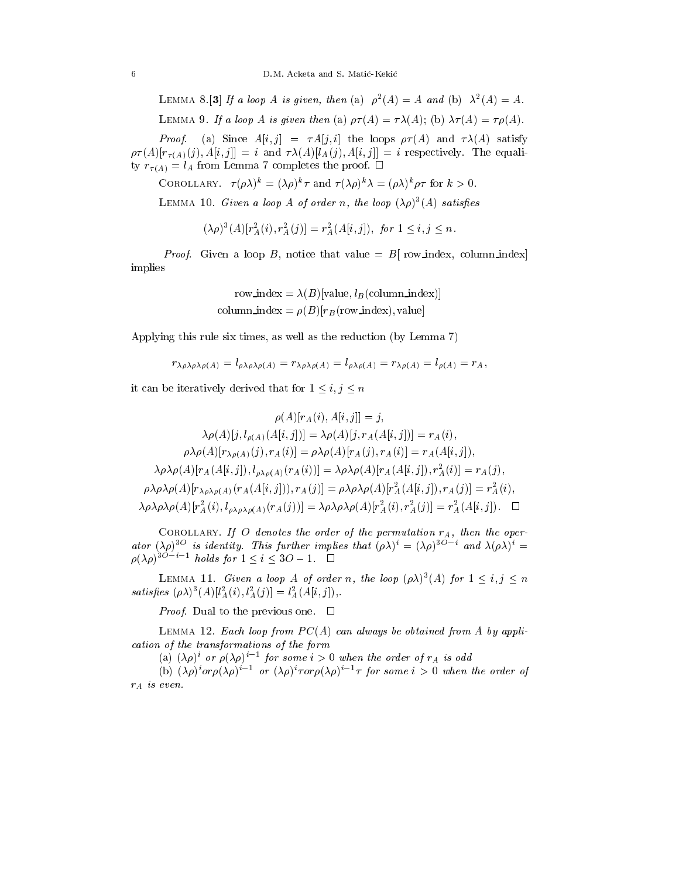LEMMA 8.[**3**] *If a loop $A$ is given, then* (a) $\rho^2(A) = A$ *and* (b) $\lambda^2(A) = A$.

LEMMA 9. *If a loop $A$ is given then* (a) $\rho\tau(A) = \tau\lambda(A)$; (b) $\lambda\tau(A) = \tau\rho(A)$.

*Proof.* (a) Since $A[i,j] = \tau A[j,i]$ the loops $\rho\tau(A)$ and $\tau\lambda(A)$ satisfy $\rho\tau(A)[r_{\tau(A)}(j), A[i,j]] = i$ and $\tau\lambda(A)[l_A(j), A[i,j]] = i$ respectively. The equality $r_{\tau(A)} = l_A$ from Lemma 7 completes the proof. $\square$

COROLLARY. $\tau(\rho\lambda)^k = (\lambda\rho)^k\tau$ and $\tau(\lambda\rho)^k\lambda = (\rho\lambda)^k\rho\tau$ for $k > 0$.

LEMMA 10. *Given a loop $A$ of order $n$, the loop $(\lambda\rho)^3(A)$ satisfies*

$$(\lambda\rho)^3(A)[r_A^2(i), r_A^2(j)] = r_A^2(A[i,j]), \text{ for } 1 \le i,j \le n.$$

*Proof.* Given a loop $B$, notice that value $= B[$ row_index, column_index$]$ implies

$$\text{row\_index} = \lambda(B)[\text{value}, l_B(\text{column\_index})]$$
$$\text{column\_index} = \rho(B)[r_B(\text{row\_index}), \text{value}]$$

Applying this rule six times, as well as the reduction (by Lemma 7)

$$r_{\lambda\rho\lambda\rho\lambda\rho(A)} = l_{\rho\lambda\rho\lambda\rho(A)} = r_{\lambda\rho\lambda\rho(A)} = l_{\rho\lambda\rho(A)} = r_{\lambda\rho(A)} = l_{\rho(A)} = r_A,$$

it can be iteratively derived that for $1 \le i,j \le n$

$$\rho(A)[r_A(i), A[i,j]] = j,$$
$$\lambda\rho(A)[j, l_{\rho(A)}(A[i,j])] = \lambda\rho(A)[j, r_A(A[i,j])] = r_A(i),$$
$$\rho\lambda\rho(A)[r_{\lambda\rho(A)}(j), r_A(i)] = \rho\lambda\rho(A)[r_A(j), r_A(i)] = r_A(A[i,j]),$$
$$\lambda\rho\lambda\rho(A)[r_A(A[i,j]), l_{\rho\lambda\rho(A)}(r_A(i))] = \lambda\rho\lambda\rho(A)[r_A(A[i,j]), r_A^2(i)] = r_A(j),$$
$$\rho\lambda\rho\lambda\rho(A)[r_{\lambda\rho\lambda\rho(A)}(r_A(A[i,j])), r_A(j)] = \rho\lambda\rho\lambda\rho(A)[r_A^2(A[i,j]), r_A(j)] = r_A^2(i),$$
$$\lambda\rho\lambda\rho\lambda\rho(A)[r_A^2(i), l_{\rho\lambda\rho\lambda\rho(A)}(r_A(j))] = \lambda\rho\lambda\rho\lambda\rho(A)[r_A^2(i), r_A^2(j)] = r_A^2(A[i,j]). \quad \square$$

COROLLARY. *If $O$ denotes the order of the permutation $r_A$, then the operator $(\lambda\rho)^{3O}$ is identity. This further implies that $(\rho\lambda)^i = (\lambda\rho)^{3O-i}$ and $\lambda(\rho\lambda)^i = \rho(\lambda\rho)^{3O-i-1}$ holds for $1 \le i \le 3O-1$.* $\square$

LEMMA 11. *Given a loop $A$ of order $n$, the loop $(\rho\lambda)^3(A)$ for $1 \le i,j \le n$ satisfies $(\rho\lambda)^3(A)[l_A^2(i), l_A^2(j)] = l_A^2(A[i,j])$,.*

*Proof.* Dual to the previous one. $\square$

LEMMA 12. *Each loop from $PC(A)$ can always be obtained from $A$ by application of the transformations of the form*

(a) $(\lambda\rho)^i$ *or* $\rho(\lambda\rho)^{i-1}$ *for some $i > 0$ when the order of $r_A$ is odd*

(b) $(\lambda\rho)^i$*or*$\rho(\lambda\rho)^{i-1}$ *or* $(\lambda\rho)^i\tau$*or*$\rho(\lambda\rho)^{i-1}\tau$ *for some $i > 0$ when the order of $r_A$ is even.*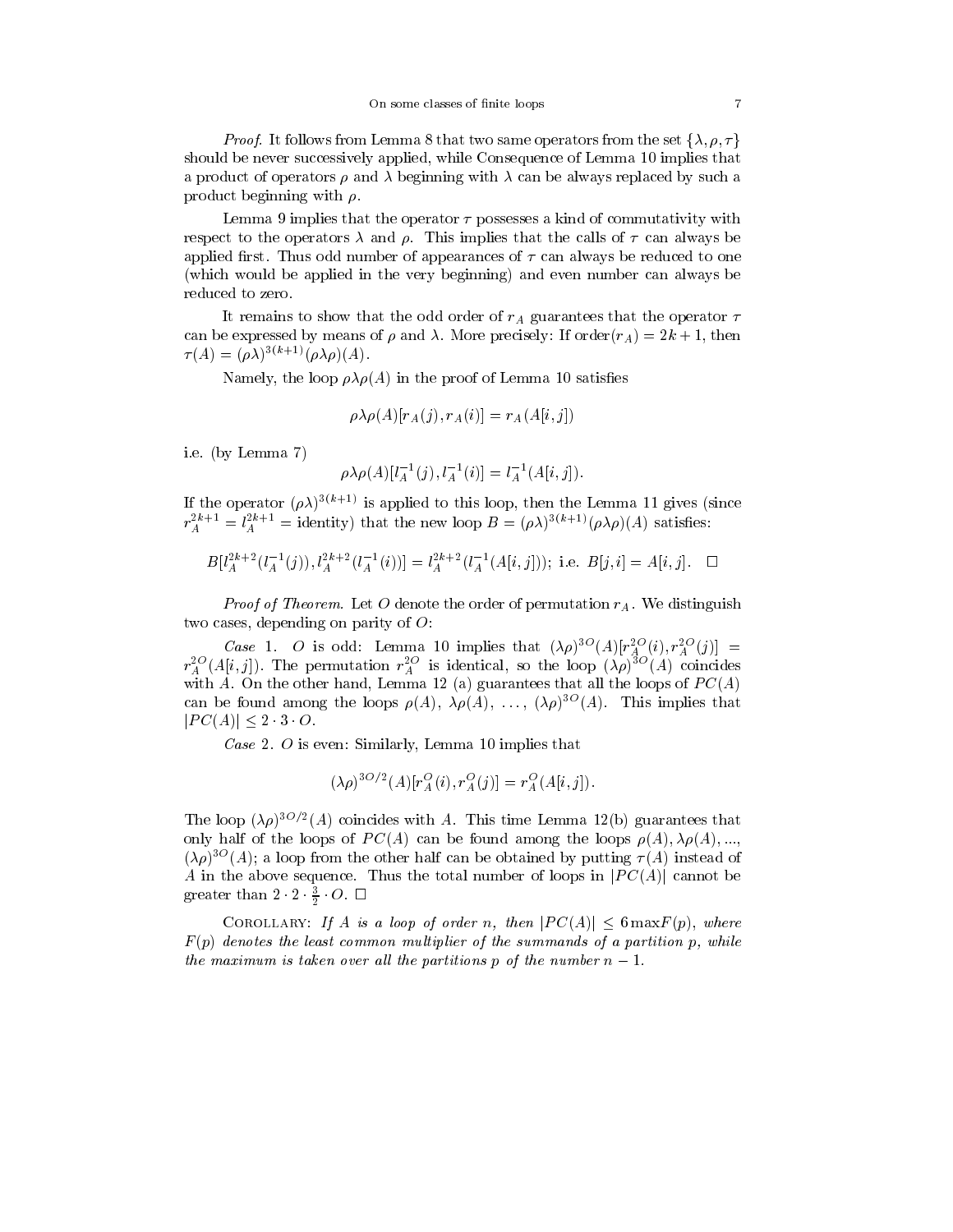*Proof.* It follows from Lemma 8 that two same operators from the set $\{\lambda, \rho, \tau\}$ should be never successively applied, while Consequence of Lemma 10 implies that a product of operators $\rho$ and $\lambda$ beginning with $\lambda$ can be always replaced by such a product beginning with $\rho$.

Lemma 9 implies that the operator $\tau$ possesses a kind of commutativity with respect to the operators $\lambda$ and $\rho$. This implies that the calls of $\tau$ can always be applied first. Thus odd number of appearances of $\tau$ can always be reduced to one (which would be applied in the very beginning) and even number can always be reduced to zero.

It remains to show that the odd order of $r_A$ guarantees that the operator $\tau$ can be expressed by means of $\rho$ and $\lambda$. More precisely: If order$(r_A) = 2k+1$, then $\tau(A) = (\rho\lambda)^{3(k+1)}(\rho\lambda\rho)(A)$.

Namely, the loop $\rho\lambda\rho(A)$ in the proof of Lemma 10 satisfies

$$\rho\lambda\rho(A)[r_A(j), r_A(i)] = r_A(A[i,j])$$

i.e. (by Lemma 7)

$$\rho\lambda\rho(A)[l_A^{-1}(j), l_A^{-1}(i)] = l_A^{-1}(A[i,j]).$$

If the operator $(\rho\lambda)^{3(k+1)}$ is applied to this loop, then the Lemma 11 gives (since $r_A^{2k+1} = l_A^{2k+1} =$ identity) that the new loop $B = (\rho\lambda)^{3(k+1)}(\rho\lambda\rho)(A)$ satisfies:

$$B[l_A^{2k+2}(l_A^{-1}(j)), l_A^{2k+2}(l_A^{-1}(i))] = l_A^{2k+2}(l_A^{-1}(A[i,j])); \text{ i.e. } B[j,i] = A[i,j]. \quad \square$$

*Proof of Theorem.* Let $O$ denote the order of permutation $r_A$. We distinguish two cases, depending on parity of $O$:

*Case* 1. $O$ is odd: Lemma 10 implies that $(\lambda\rho)^{3O}(A)[r_A^{2O}(i), r_A^{2O}(j)] = r_A^{2O}(A[i,j])$. The permutation $r_A^{2O}$ is identical, so the loop $(\lambda\rho)^{3O}(A)$ coincides with $A$. On the other hand, Lemma 12 (a) guarantees that all the loops of $PC(A)$ can be found among the loops $\rho(A)$, $\lambda\rho(A)$, $\ldots$, $(\lambda\rho)^{3O}(A)$. This implies that $|PC(A)| \leq 2 \cdot 3 \cdot O$.

*Case* 2. $O$ is even: Similarly, Lemma 10 implies that

$$(\lambda\rho)^{3O/2}(A)[r_A^O(i), r_A^O(j)] = r_A^O(A[i,j]).$$

The loop $(\lambda\rho)^{3O/2}(A)$ coincides with $A$. This time Lemma 12(b) guarantees that only half of the loops of $PC(A)$ can be found among the loops $\rho(A), \lambda\rho(A), ...,$ $(\lambda\rho)^{3O}(A)$; a loop from the other half can be obtained by putting $\tau(A)$ instead of $A$ in the above sequence. Thus the total number of loops in $|PC(A)|$ cannot be greater than $2 \cdot 2 \cdot \frac{3}{2} \cdot O$. $\square$

Corollary: *If $A$ is a loop of order $n$, then $|PC(A)| \leq 6 \max F(p)$, where $F(p)$ denotes the least common multiplier of the summands of a partition $p$, while the maximum is taken over all the partitions $p$ of the number $n-1$.*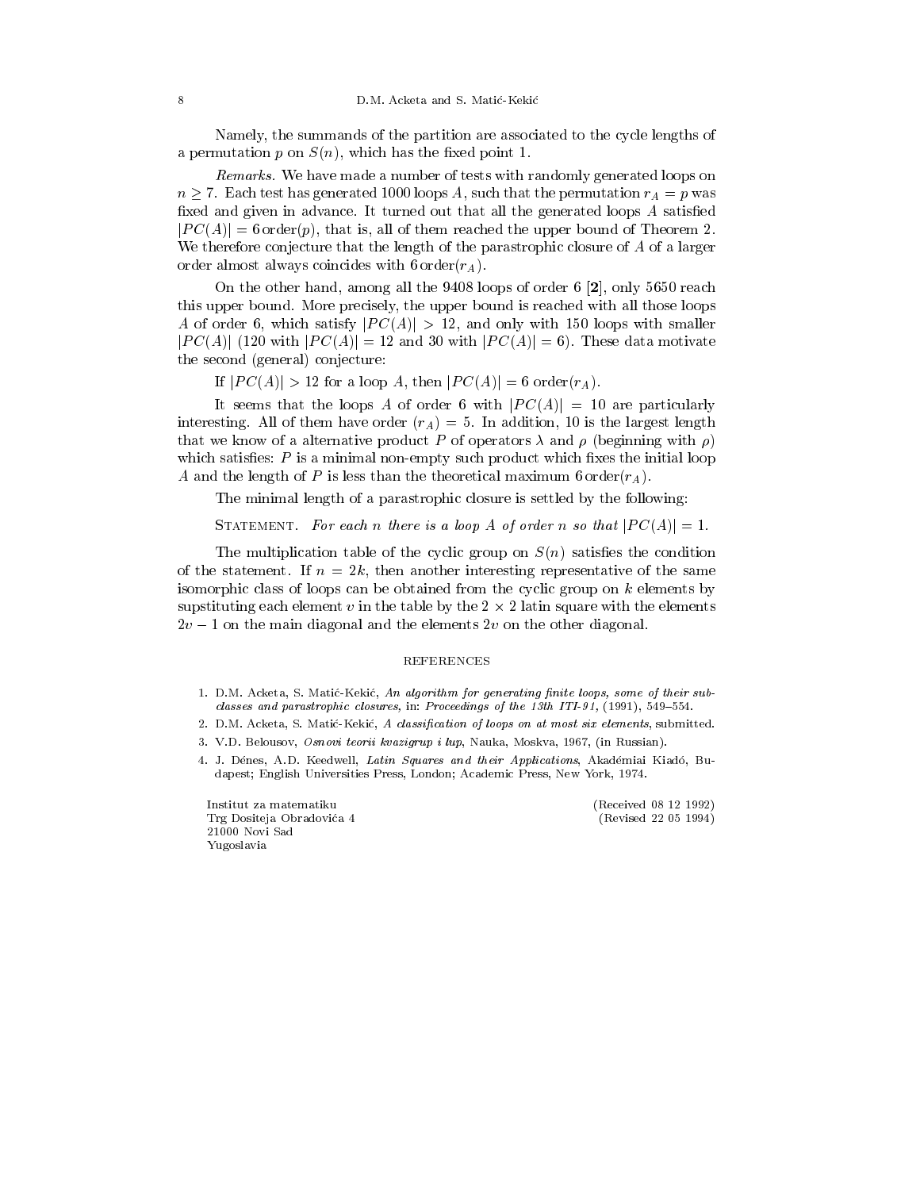Namely, the summands of the partition are associated to the cycle lengths of a permutation $p$ on $S(n)$, which has the fixed point 1.

*Remarks.* We have made a number of tests with randomly generated loops on $n \geq 7$. Each test has generated 1000 loops $A$, such that the permutation $r_A = p$ was fixed and given in advance. It turned out that all the generated loops $A$ satisfied $|PC(A)| = 6\,\text{order}(p)$, that is, all of them reached the upper bound of Theorem 2. We therefore conjecture that the length of the parastrophic closure of $A$ of a larger order almost always coincides with $6\,\text{order}(r_A)$.

On the other hand, among all the 9408 loops of order 6 [**2**], only 5650 reach this upper bound. More precisely, the upper bound is reached with all those loops $A$ of order 6, which satisfy $|PC(A)| > 12$, and only with 150 loops with smaller $|PC(A)|$ (120 with $|PC(A)| = 12$ and 30 with $|PC(A)| = 6$). These data motivate the second (general) conjecture:

If $|PC(A)| > 12$ for a loop $A$, then $|PC(A)| = 6\text{ order}(r_A)$.

It seems that the loops $A$ of order 6 with $|PC(A)| = 10$ are particularly interesting. All of them have order $(r_A) = 5$. In addition, 10 is the largest length that we know of a alternative product $P$ of operators $\lambda$ and $\rho$ (beginning with $\rho$) which satisfies: $P$ is a minimal non-empty such product which fixes the initial loop $A$ and the length of $P$ is less than the theoretical maximum $6\,\text{order}(r_A)$.

The minimal length of a parastrophic closure is settled by the following:

Statement. *For each $n$ there is a loop $A$ of order $n$ so that $|PC(A)| = 1$.*

The multiplication table of the cyclic group on $S(n)$ satisfies the condition of the statement. If $n = 2k$, then another interesting representative of the same isomorphic class of loops can be obtained from the cyclic group on $k$ elements by supstituting each element $v$ in the table by the $2 \times 2$ latin square with the elements $2v - 1$ on the main diagonal and the elements $2v$ on the other diagonal.

## REFERENCES

1. D.M. Acketa, S. Matić-Kekić, *An algorithm for generating finite loops, some of their subclasses and parastrophic closures*, in: *Proceedings of the 13th ITI-91*, (1991), 549–554.
2. D.M. Acketa, S. Matić-Kekić, *A classification of loops on at most six elements*, submitted.
3. V.D. Belousov, *Osnovi teorii kvazigrup i lup*, Nauka, Moskva, 1967, (in Russian).
4. J. Dénes, A.D. Keedwell, *Latin Squares and their Applications*, Akadémiai Kiadó, Budapest; English Universities Press, London; Academic Press, New York, 1974.

Institut za matematiku
Trg Dositeja Obradovića 4
21000 Novi Sad
Yugoslavia

(Received 08 12 1992)
(Revised 22 05 1994)